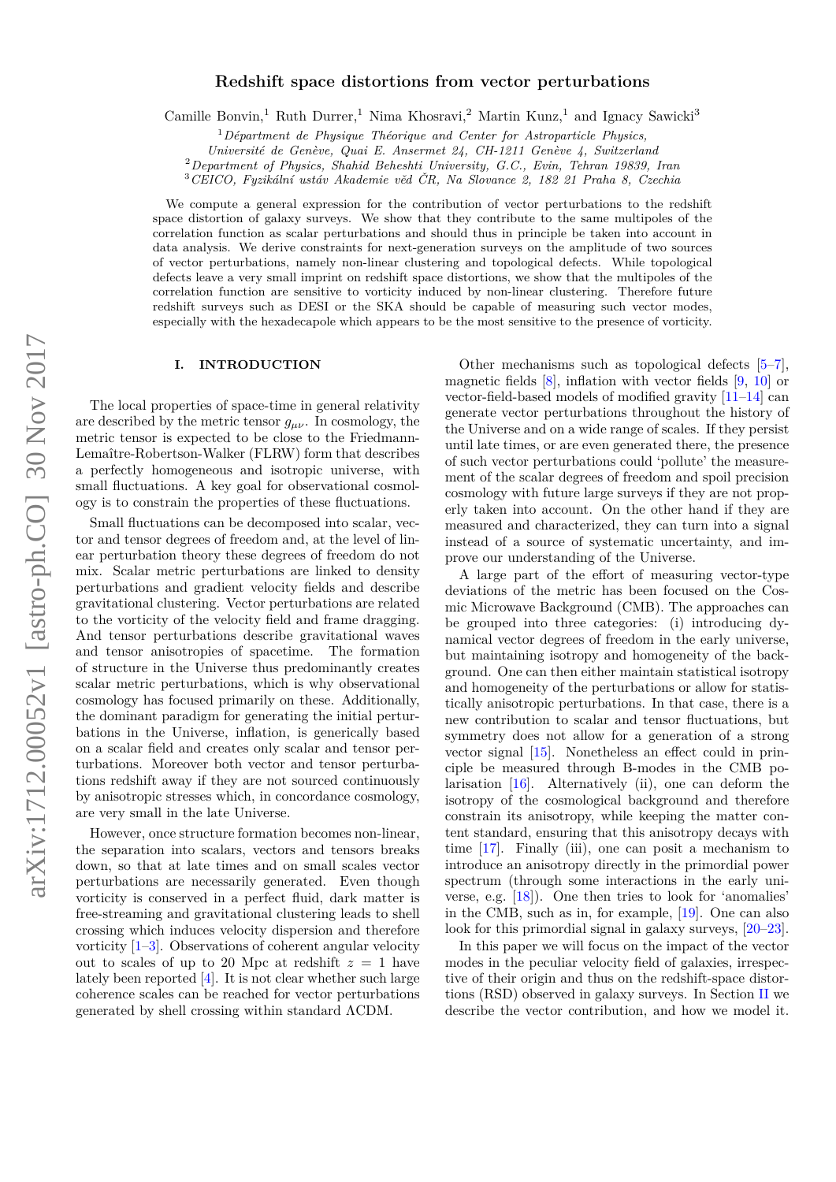# Redshift space distortions from vector perturbations

Camille Bonvin,[1] Ruth Durrer,[1] Nima Khosravi,[2] Martin Kunz,[1] and Ignacy Sawicki[3]

[1] *Département de Physique Théorique and Center for Astroparticle Physics, Université de Genève, Quai E. Ansermet 24, CH-1211 Genève 4, Switzerland*
[2] *Department of Physics, Shahid Beheshti University, G.C., Evin, Tehran 19839, Iran*
[3] *CEICO, Fyzikální ústáv Akademie věd ČR, Na Slovance 2, 182 21 Praha 8, Czechia*

We compute a general expression for the contribution of vector perturbations to the redshift space distortion of galaxy surveys. We show that they contribute to the same multipoles of the correlation function as scalar perturbations and should thus in principle be taken into account in data analysis. We derive constraints for next-generation surveys on the amplitude of two sources of vector perturbations, namely non-linear clustering and topological defects. While topological defects leave a very small imprint on redshift space distortions, we show that the multipoles of the correlation function are sensitive to vorticity induced by non-linear clustering. Therefore future redshift surveys such as DESI or the SKA should be capable of measuring such vector modes, especially with the hexadecapole which appears to be the most sensitive to the presence of vorticity.

## I. INTRODUCTION

The local properties of space-time in general relativity are described by the metric tensor $g_{\mu\nu}$. In cosmology, the metric tensor is expected to be close to the Friedmann-Lemaître-Robertson-Walker (FLRW) form that describes a perfectly homogeneous and isotropic universe, with small fluctuations. A key goal for observational cosmology is to constrain the properties of these fluctuations.

Small fluctuations can be decomposed into scalar, vector and tensor degrees of freedom and, at the level of linear perturbation theory these degrees of freedom do not mix. Scalar metric perturbations are linked to density perturbations and gradient velocity fields and describe gravitational clustering. Vector perturbations are related to the vorticity of the velocity field and frame dragging. And tensor perturbations describe gravitational waves and tensor anisotropies of spacetime. The formation of structure in the Universe thus predominantly creates scalar metric perturbations, which is why observational cosmology has focused primarily on these. Additionally, the dominant paradigm for generating the initial perturbations in the Universe, inflation, is generically based on a scalar field and creates only scalar and tensor perturbations. Moreover both vector and tensor perturbations redshift away if they are not sourced continuously by anisotropic stresses which, in concordance cosmology, are very small in the late Universe.

However, once structure formation becomes non-linear, the separation into scalars, vectors and tensors breaks down, so that at late times and on small scales vector perturbations are necessarily generated. Even though vorticity is conserved in a perfect fluid, dark matter is free-streaming and gravitational clustering leads to shell crossing which induces velocity dispersion and therefore vorticity [1–3]. Observations of coherent angular velocity out to scales of up to 20 Mpc at redshift $z = 1$ have lately been reported [4]. It is not clear whether such large coherence scales can be reached for vector perturbations generated by shell crossing within standard ΛCDM.

Other mechanisms such as topological defects [5–7], magnetic fields [8], inflation with vector fields [9, 10] or vector-field-based models of modified gravity [11–14] can generate vector perturbations throughout the history of the Universe and on a wide range of scales. If they persist until late times, or are even generated there, the presence of such vector perturbations could 'pollute' the measurement of the scalar degrees of freedom and spoil precision cosmology with future large surveys if they are not properly taken into account. On the other hand if they are measured and characterized, they can turn into a signal instead of a source of systematic uncertainty, and improve our understanding of the Universe.

A large part of the effort of measuring vector-type deviations of the metric has been focused on the Cosmic Microwave Background (CMB). The approaches can be grouped into three categories: (i) introducing dynamical vector degrees of freedom in the early universe, but maintaining isotropy and homogeneity of the background. One can then either maintain statistical isotropy and homogeneity of the perturbations or allow for statistically anisotropic perturbations. In that case, there is a new contribution to scalar and tensor fluctuations, but symmetry does not allow for a generation of a strong vector signal [15]. Nonetheless an effect could in principle be measured through B-modes in the CMB polarisation [16]. Alternatively (ii), one can deform the isotropy of the cosmological background and therefore constrain its anisotropy, while keeping the matter content standard, ensuring that this anisotropy decays with time [17]. Finally (iii), one can posit a mechanism to introduce an anisotropy directly in the primordial power spectrum (through some interactions in the early universe, e.g. [18]). One then tries to look for 'anomalies' in the CMB, such as in, for example, [19]. One can also look for this primordial signal in galaxy surveys, [20–23].

In this paper we will focus on the impact of the vector modes in the peculiar velocity field of galaxies, irrespective of their origin and thus on the redshift-space distortions (RSD) observed in galaxy surveys. In Section II we describe the vector contribution, and how we model it.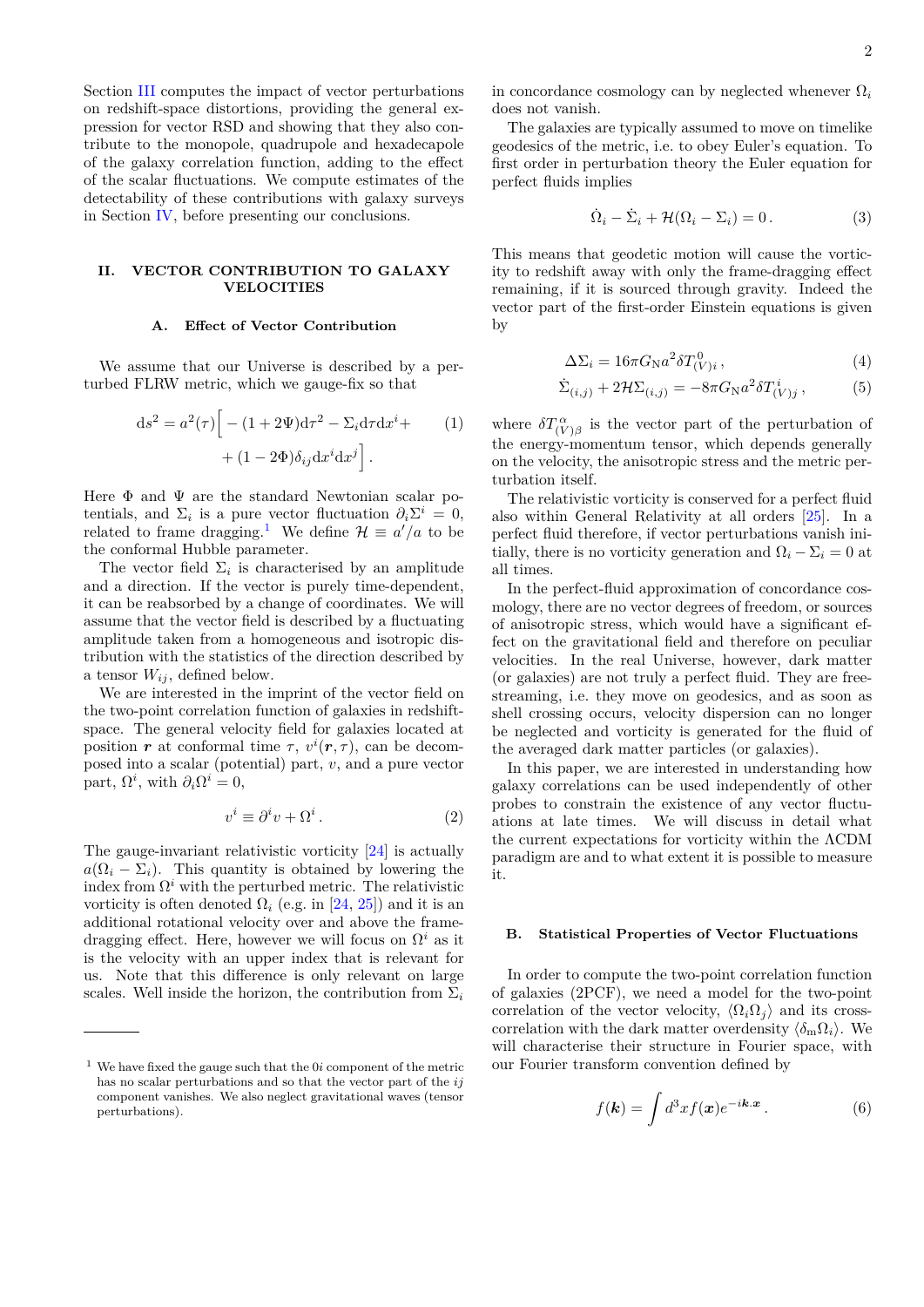Section III computes the impact of vector perturbations on redshift-space distortions, providing the general expression for vector RSD and showing that they also contribute to the monopole, quadrupole and hexadecapole of the galaxy correlation function, adding to the effect of the scalar fluctuations. We compute estimates of the detectability of these contributions with galaxy surveys in Section IV, before presenting our conclusions.

## II. VECTOR CONTRIBUTION TO GALAXY VELOCITIES

### A. Effect of Vector Contribution

We assume that our Universe is described by a perturbed FLRW metric, which we gauge-fix so that

$$\mathrm{d}s^2 = a^2(\tau)\Big[-(1+2\Psi)\mathrm{d}\tau^2 - \Sigma_i \mathrm{d}\tau \mathrm{d}x^i + (1-2\Phi)\delta_{ij}\mathrm{d}x^i\mathrm{d}x^j\Big]. \tag{1}$$

Here $\Phi$ and $\Psi$ are the standard Newtonian scalar potentials, and $\Sigma_i$ is a pure vector fluctuation $\partial_i\Sigma^i = 0$, related to frame dragging.[1] We define $\mathcal{H} \equiv a'/a$ to be the conformal Hubble parameter.

The vector field $\Sigma_i$ is characterised by an amplitude and a direction. If the vector is purely time-dependent, it can be reabsorbed by a change of coordinates. We will assume that the vector field is described by a fluctuating amplitude taken from a homogeneous and isotropic distribution with the statistics of the direction described by a tensor $W_{ij}$, defined below.

We are interested in the imprint of the vector field on the two-point correlation function of galaxies in redshift-space. The general velocity field for galaxies located at position $\boldsymbol{r}$ at conformal time $\tau$, $v^i(\boldsymbol{r},\tau)$, can be decomposed into a scalar (potential) part, $v$, and a pure vector part, $\Omega^i$, with $\partial_i\Omega^i = 0$,

$$v^i \equiv \partial^i v + \Omega^i. \tag{2}$$

The gauge-invariant relativistic vorticity [24] is actually $a(\Omega_i - \Sigma_i)$. This quantity is obtained by lowering the index from $\Omega^i$ with the perturbed metric. The relativistic vorticity is often denoted $\Omega_i$ (e.g. in [24, 25]) and it is an additional rotational velocity over and above the frame-dragging effect. Here, however we will focus on $\Omega^i$ as it is the velocity with an upper index that is relevant for us. Note that this difference is only relevant on large scales. Well inside the horizon, the contribution from $\Sigma_i$ in concordance cosmology can by neglected whenever $\Omega_i$ does not vanish.

The galaxies are typically assumed to move on timelike geodesics of the metric, i.e. to obey Euler's equation. To first order in perturbation theory the Euler equation for perfect fluids implies

$$\dot{\Omega}_i - \dot{\Sigma}_i + \mathcal{H}(\Omega_i - \Sigma_i) = 0\,. \tag{3}$$

This means that geodetic motion will cause the vorticity to redshift away with only the frame-dragging effect remaining, if it is sourced through gravity. Indeed the vector part of the first-order Einstein equations is given by

$$\Delta\Sigma_i = 16\pi G_{\mathrm{N}} a^2 \delta T^0_{(V)i}\,, \tag{4}$$

$$\dot{\Sigma}_{(i,j)} + 2\mathcal{H}\Sigma_{(i,j)} = -8\pi G_{\mathrm{N}} a^2 \delta T^i_{(V)j}\,, \tag{5}$$

where $\delta T^\alpha_{(V)\beta}$ is the vector part of the perturbation of the energy-momentum tensor, which depends generally on the velocity, the anisotropic stress and the metric perturbation itself.

The relativistic vorticity is conserved for a perfect fluid also within General Relativity at all orders [25]. In a perfect fluid therefore, if vector perturbations vanish initially, there is no vorticity generation and $\Omega_i - \Sigma_i = 0$ at all times.

In the perfect-fluid approximation of concordance cosmology, there are no vector degrees of freedom, or sources of anisotropic stress, which would have a significant effect on the gravitational field and therefore on peculiar velocities. In the real Universe, however, dark matter (or galaxies) are not truly a perfect fluid. They are free-streaming, i.e. they move on geodesics, and as soon as shell crossing occurs, velocity dispersion can no longer be neglected and vorticity is generated for the fluid of the averaged dark matter particles (or galaxies).

In this paper, we are interested in understanding how galaxy correlations can be used independently of other probes to constrain the existence of any vector fluctuations at late times. We will discuss in detail what the current expectations for vorticity within the ΛCDM paradigm are and to what extent it is possible to measure it.

### B. Statistical Properties of Vector Fluctuations

In order to compute the two-point correlation function of galaxies (2PCF), we need a model for the two-point correlation of the vector velocity, $\langle\Omega_i\Omega_j\rangle$ and its cross-correlation with the dark matter overdensity $\langle\delta_{\mathrm{m}}\Omega_i\rangle$. We will characterise their structure in Fourier space, with our Fourier transform convention defined by

$$f(\boldsymbol{k}) = \int d^3x f(\boldsymbol{x}) e^{-i\boldsymbol{k}.\boldsymbol{x}}\,. \tag{6}$$

---

[1] We have fixed the gauge such that the $0i$ component of the metric has no scalar perturbations and so that the vector part of the $ij$ component vanishes. We also neglect gravitational waves (tensor perturbations).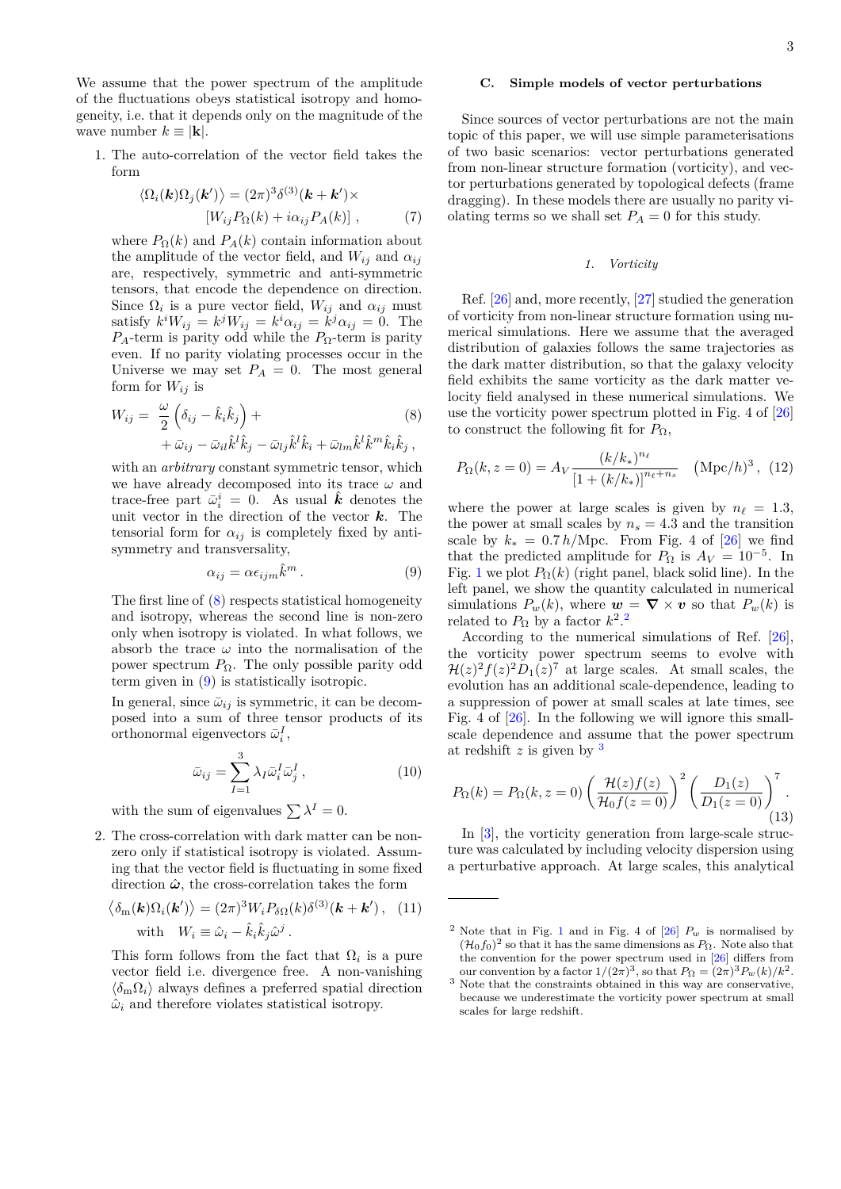We assume that the power spectrum of the amplitude of the fluctuations obeys statistical isotropy and homogeneity, i.e. that it depends only on the magnitude of the wave number $k \equiv |\mathbf{k}|$.

1. The auto-correlation of the vector field takes the form

$$\langle \Omega_i(\boldsymbol{k})\Omega_j(\boldsymbol{k}')\rangle = (2\pi)^3\delta^{(3)}(\boldsymbol{k}+\boldsymbol{k}')\times \left[W_{ij}P_\Omega(k) + i\alpha_{ij}P_A(k)\right] , \quad (7)$$

where $P_\Omega(k)$ and $P_A(k)$ contain information about the amplitude of the vector field, and $W_{ij}$ and $\alpha_{ij}$ are, respectively, symmetric and anti-symmetric tensors, that encode the dependence on direction. Since $\Omega_i$ is a pure vector field, $W_{ij}$ and $\alpha_{ij}$ must satisfy $k^iW_{ij} = k^jW_{ij} = k^i\alpha_{ij} = k^j\alpha_{ij} = 0$. The $P_A$-term is parity odd while the $P_\Omega$-term is parity even. If no parity violating processes occur in the Universe we may set $P_A = 0$. The most general form for $W_{ij}$ is

$$W_{ij} = \frac{\omega}{2}\left(\delta_{ij} - \hat{k}_i\hat{k}_j\right) + \bar{\omega}_{ij} - \bar{\omega}_{il}\hat{k}^l\hat{k}_j - \bar{\omega}_{lj}\hat{k}^l\hat{k}_i + \bar{\omega}_{lm}\hat{k}^l\hat{k}^m\hat{k}_i\hat{k}_j\,, \quad (8)$$

with an *arbitrary* constant symmetric tensor, which we have already decomposed into its trace $\omega$ and trace-free part $\bar{\omega}^i_i = 0$. As usual $\hat{\boldsymbol{k}}$ denotes the unit vector in the direction of the vector $\boldsymbol{k}$. The tensorial form for $\alpha_{ij}$ is completely fixed by anti-symmetry and transversality,

$$\alpha_{ij} = \alpha\epsilon_{ijm}\hat{k}^m\,. \quad (9)$$

The first line of (8) respects statistical homogeneity and isotropy, whereas the second line is non-zero only when isotropy is violated. In what follows, we absorb the trace $\omega$ into the normalisation of the power spectrum $P_\Omega$. The only possible parity odd term given in (9) is statistically isotropic.

In general, since $\bar{\omega}_{ij}$ is symmetric, it can be decomposed into a sum of three tensor products of its orthonormal eigenvectors $\bar{\omega}^I_i$,

$$\bar{\omega}_{ij} = \sum_{I=1}^{3}\lambda_I\bar{\omega}^I_i\bar{\omega}^I_j\,, \quad (10)$$

with the sum of eigenvalues $\sum\lambda^I = 0$.

2. The cross-correlation with dark matter can be non-zero only if statistical isotropy is violated. Assuming that the vector field is fluctuating in some fixed direction $\hat{\boldsymbol{\omega}}$, the cross-correlation takes the form

$$\langle \delta_{\rm m}(\boldsymbol{k})\Omega_i(\boldsymbol{k}')\rangle = (2\pi)^3W_iP_{\delta\Omega}(k)\delta^{(3)}(\boldsymbol{k}+\boldsymbol{k}')\,, \quad (11)$$
$$\text{with} \quad W_i \equiv \hat{\omega}_i - \hat{k}_i\hat{k}_j\hat{\omega}^j\,.$$

This form follows from the fact that $\Omega_i$ is a pure vector field i.e. divergence free. A non-vanishing $\langle\delta_{\rm m}\Omega_i\rangle$ always defines a preferred spatial direction $\hat{\omega}_i$ and therefore violates statistical isotropy.

## C. Simple models of vector perturbations

Since sources of vector perturbations are not the main topic of this paper, we will use simple parameterisations of two basic scenarios: vector perturbations generated from non-linear structure formation (vorticity), and vector perturbations generated by topological defects (frame dragging). In these models there are usually no parity violating terms so we shall set $P_A = 0$ for this study.

### 1. Vorticity

Ref. [26] and, more recently, [27] studied the generation of vorticity from non-linear structure formation using numerical simulations. Here we assume that the averaged distribution of galaxies follows the same trajectories as the dark matter distribution, so that the galaxy velocity field exhibits the same vorticity as the dark matter velocity field analysed in these numerical simulations. We use the vorticity power spectrum plotted in Fig. 4 of [26] to construct the following fit for $P_\Omega$,

$$P_\Omega(k, z=0) = A_V\frac{(k/k_*)^{n_\ell}}{\left[1+(k/k_*)\right]^{n_\ell+n_s}} \quad ({\rm Mpc}/h)^3\,, \quad (12)$$

where the power at large scales is given by $n_\ell = 1.3$, the power at small scales by $n_s = 4.3$ and the transition scale by $k_* = 0.7\,h/$Mpc. From Fig. 4 of [26] we find that the predicted amplitude for $P_\Omega$ is $A_V = 10^{-5}$. In Fig. 1 we plot $P_\Omega(k)$ (right panel, black solid line). In the left panel, we show the quantity calculated in numerical simulations $P_w(k)$, where $\boldsymbol{w} = \boldsymbol{\nabla}\times\boldsymbol{v}$ so that $P_w(k)$ is related to $P_\Omega$ by a factor $k^2$.[2]

According to the numerical simulations of Ref. [26], the vorticity power spectrum seems to evolve with $\mathcal{H}(z)^2f(z)^2D_1(z)^7$ at large scales. At small scales, the evolution has an additional scale-dependence, leading to a suppression of power at small scales at late times, see Fig. 4 of [26]. In the following we will ignore this small-scale dependence and assume that the power spectrum at redshift $z$ is given by [3]

$$P_\Omega(k) = P_\Omega(k, z=0)\left(\frac{\mathcal{H}(z)f(z)}{\mathcal{H}_0f(z=0)}\right)^2\left(\frac{D_1(z)}{D_1(z=0)}\right)^7. \quad (13)$$

In [3], the vorticity generation from large-scale structure was calculated by including velocity dispersion using a perturbative approach. At large scales, this analytical

---

[2] Note that in Fig. 1 and in Fig. 4 of [26] $P_w$ is normalised by $(\mathcal{H}_0f_0)^2$ so that it has the same dimensions as $P_\Omega$. Note also that the convention for the power spectrum used in [26] differs from our convention by a factor $1/(2\pi)^3$, so that $P_\Omega = (2\pi)^3P_w(k)/k^2$.

[3] Note that the constraints obtained in this way are conservative, because we underestimate the vorticity power spectrum at small scales for large redshift.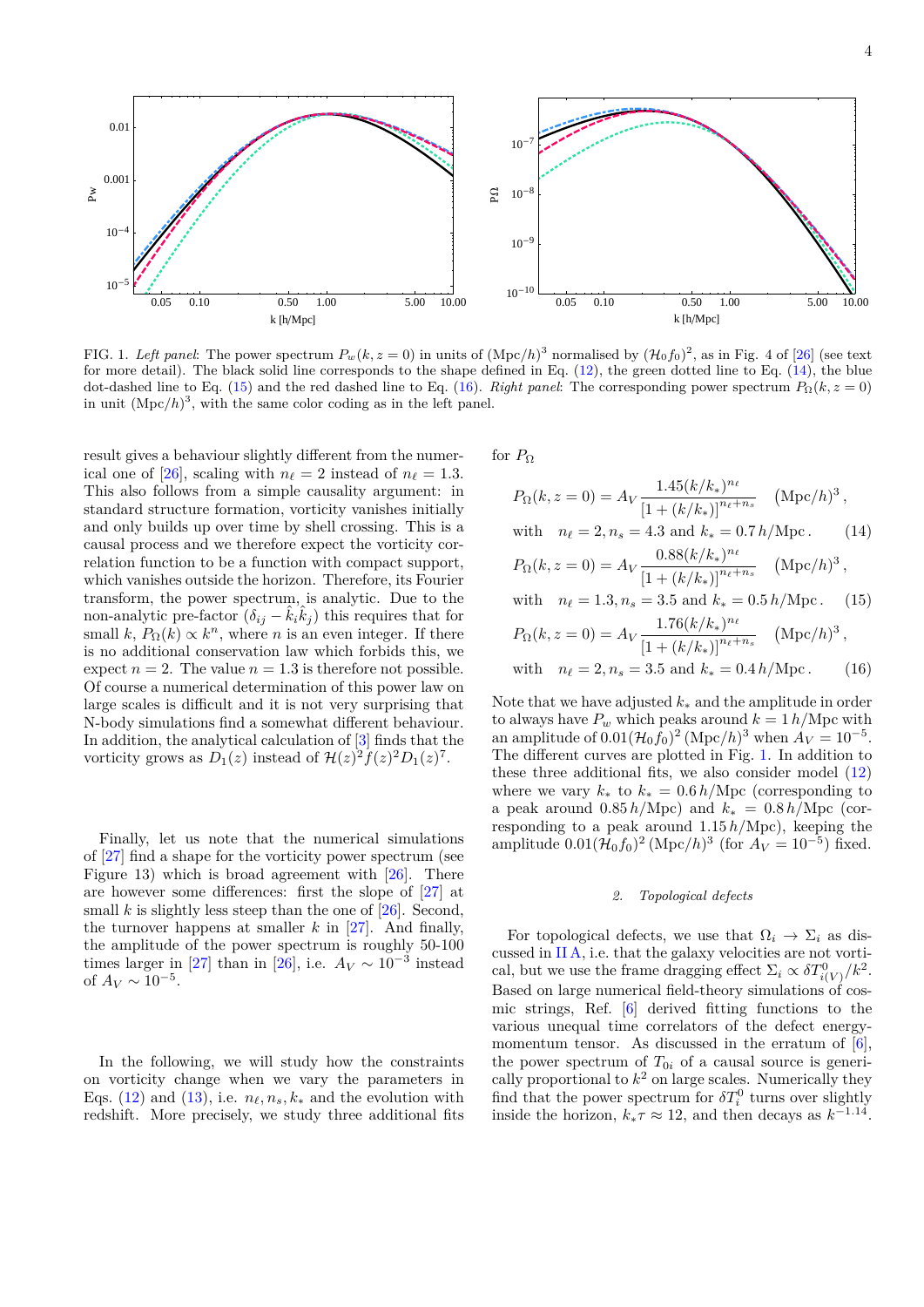FIG. 1. *Left panel*: The power spectrum $P_w(k, z = 0)$ in units of $(\mathrm{Mpc}/h)^3$ normalised by $(\mathcal{H}_0 f_0)^2$, as in Fig. 4 of [26] (see text for more detail). The black solid line corresponds to the shape defined in Eq. (12), the green dotted line to Eq. (14), the blue dot-dashed line to Eq. (15) and the red dashed line to Eq. (16). *Right panel*: The corresponding power spectrum $P_\Omega(k, z = 0)$ in unit $(\mathrm{Mpc}/h)^3$, with the same color coding as in the left panel.

result gives a behaviour slightly different from the numerical one of [26], scaling with $n_\ell = 2$ instead of $n_\ell = 1.3$. This also follows from a simple causality argument: in standard structure formation, vorticity vanishes initially and only builds up over time by shell crossing. This is a causal process and we therefore expect the vorticity correlation function to be a function with compact support, which vanishes outside the horizon. Therefore, its Fourier transform, the power spectrum, is analytic. Due to the non-analytic pre-factor $(\delta_{ij} - \hat{k}_i\hat{k}_j)$ this requires that for small $k$, $P_\Omega(k) \propto k^n$, where $n$ is an even integer. If there is no additional conservation law which forbids this, we expect $n = 2$. The value $n = 1.3$ is therefore not possible. Of course a numerical determination of this power law on large scales is difficult and it is not very surprising that N-body simulations find a somewhat different behaviour. In addition, the analytical calculation of [3] finds that the vorticity grows as $D_1(z)$ instead of $\mathcal{H}(z)^2 f(z)^2 D_1(z)^7$.

Finally, let us note that the numerical simulations of [27] find a shape for the vorticity power spectrum (see Figure 13) which is broad agreement with [26]. There are however some differences: first the slope of [27] at small $k$ is slightly less steep than the one of [26]. Second, the turnover happens at smaller $k$ in [27]. And finally, the amplitude of the power spectrum is roughly 50-100 times larger in [27] than in [26], i.e. $A_V \sim 10^{-3}$ instead of $A_V \sim 10^{-5}$.

In the following, we will study how the constraints on vorticity change when we vary the parameters in Eqs. (12) and (13), i.e. $n_\ell, n_s, k_*$ and the evolution with redshift. More precisely, we study three additional fits for $P_\Omega$

$$P_\Omega(k, z = 0) = A_V \frac{1.45(k/k_*)^{n_\ell}}{[1 + (k/k_*)]^{n_\ell + n_s}} \quad (\mathrm{Mpc}/h)^3\,,$$
$$\text{with} \quad n_\ell = 2, n_s = 4.3 \text{ and } k_* = 0.7\, h/\mathrm{Mpc}\,. \tag{14}$$

$$P_\Omega(k, z = 0) = A_V \frac{0.88(k/k_*)^{n_\ell}}{[1 + (k/k_*)]^{n_\ell + n_s}} \quad (\mathrm{Mpc}/h)^3\,,$$
$$\text{with} \quad n_\ell = 1.3, n_s = 3.5 \text{ and } k_* = 0.5\, h/\mathrm{Mpc}\,. \tag{15}$$

$$P_\Omega(k, z = 0) = A_V \frac{1.76(k/k_*)^{n_\ell}}{[1 + (k/k_*)]^{n_\ell + n_s}} \quad (\mathrm{Mpc}/h)^3\,,$$
$$\text{with} \quad n_\ell = 2, n_s = 3.5 \text{ and } k_* = 0.4\, h/\mathrm{Mpc}\,. \tag{16}$$

Note that we have adjusted $k_*$ and the amplitude in order to always have $P_w$ which peaks around $k = 1\, h/\mathrm{Mpc}$ with an amplitude of $0.01(\mathcal{H}_0 f_0)^2\, (\mathrm{Mpc}/h)^3$ when $A_V = 10^{-5}$. The different curves are plotted in Fig. 1. In addition to these three additional fits, we also consider model (12) where we vary $k_*$ to $k_* = 0.6\, h/\mathrm{Mpc}$ (corresponding to a peak around $0.85\, h/\mathrm{Mpc}$) and $k_* = 0.8\, h/\mathrm{Mpc}$ (corresponding to a peak around $1.15\, h/\mathrm{Mpc}$), keeping the amplitude $0.01(\mathcal{H}_0 f_0)^2\, (\mathrm{Mpc}/h)^3$ (for $A_V = 10^{-5}$) fixed.

#### 2. *Topological defects*

For topological defects, we use that $\Omega_i \to \Sigma_i$ as discussed in II A, i.e. that the galaxy velocities are not vortical, but we use the frame dragging effect $\Sigma_i \propto \delta T^0_{i(V)}/k^2$. Based on large numerical field-theory simulations of cosmic strings, Ref. [6] derived fitting functions to the various unequal time correlators of the defect energy-momentum tensor. As discussed in the erratum of [6], the power spectrum of $T_{0i}$ of a causal source is generically proportional to $k^2$ on large scales. Numerically they find that the power spectrum for $\delta T^0_i$ turns over slightly inside the horizon, $k_*\tau \approx 12$, and then decays as $k^{-1.14}$.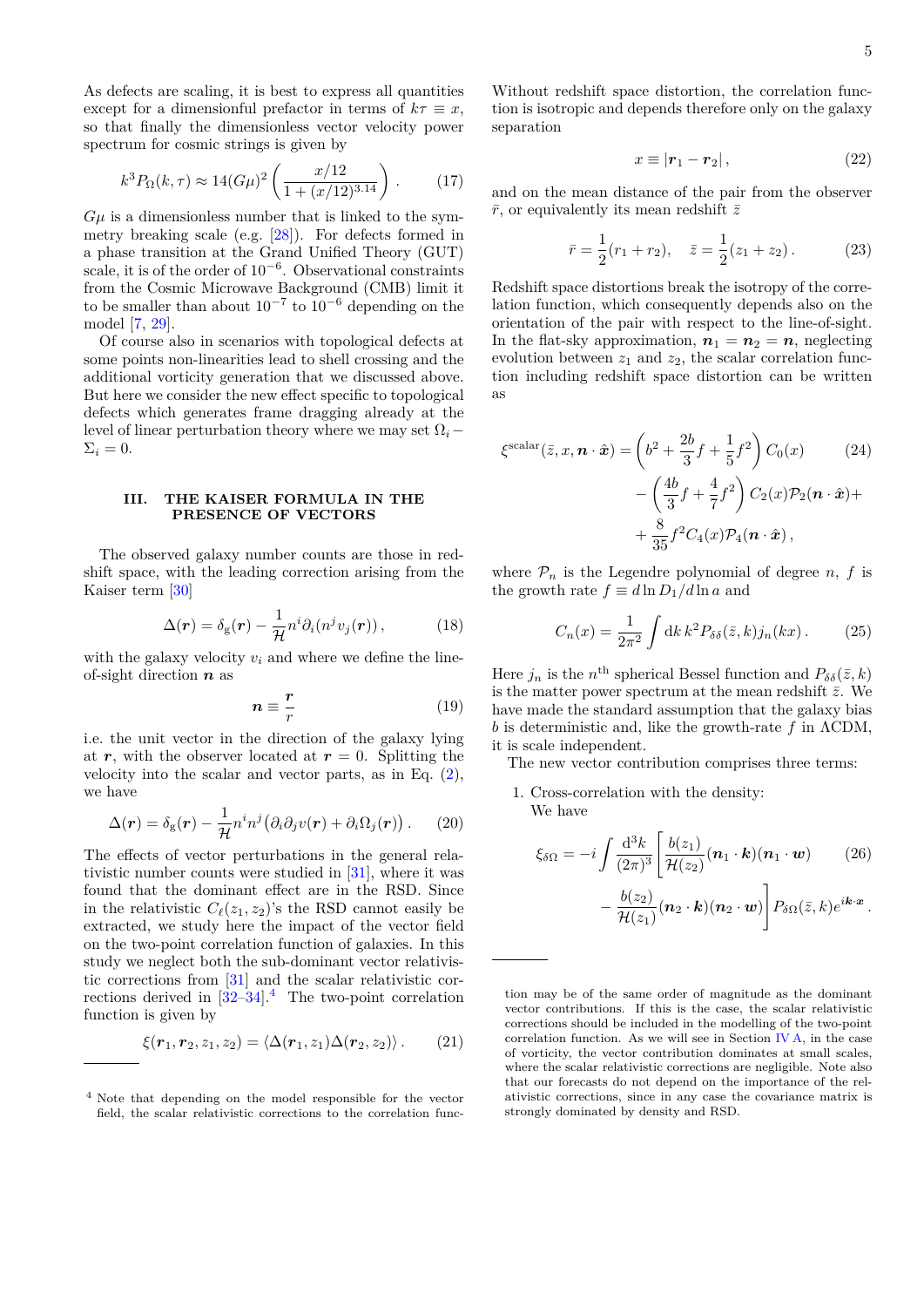As defects are scaling, it is best to express all quantities except for a dimensionful prefactor in terms of $k\tau \equiv x$, so that finally the dimensionless vector velocity power spectrum for cosmic strings is given by

$$k^3 P_\Omega(k,\tau) \approx 14(G\mu)^2 \left(\frac{x/12}{1+(x/12)^{3.14}}\right) . \qquad (17)$$

$G\mu$ is a dimensionless number that is linked to the symmetry breaking scale (e.g. [28]). For defects formed in a phase transition at the Grand Unified Theory (GUT) scale, it is of the order of $10^{-6}$. Observational constraints from the Cosmic Microwave Background (CMB) limit it to be smaller than about $10^{-7}$ to $10^{-6}$ depending on the model [7, 29].

Of course also in scenarios with topological defects at some points non-linearities lead to shell crossing and the additional vorticity generation that we discussed above. But here we consider the new effect specific to topological defects which generates frame dragging already at the level of linear perturbation theory where we may set $\Omega_i - \Sigma_i = 0$.

## III. THE KAISER FORMULA IN THE PRESENCE OF VECTORS

The observed galaxy number counts are those in redshift space, with the leading correction arising from the Kaiser term [30]

$$\Delta(\boldsymbol{r}) = \delta_{\rm g}(\boldsymbol{r}) - \frac{1}{\mathcal{H}} n^i \partial_i (n^j v_j(\boldsymbol{r})) , \qquad (18)$$

with the galaxy velocity $v_i$ and where we define the line-of-sight direction $\boldsymbol{n}$ as

$$\boldsymbol{n} \equiv \frac{\boldsymbol{r}}{r} \qquad (19)$$

i.e. the unit vector in the direction of the galaxy lying at $\boldsymbol{r}$, with the observer located at $\boldsymbol{r} = 0$. Splitting the velocity into the scalar and vector parts, as in Eq. (2), we have

$$\Delta(\boldsymbol{r}) = \delta_{\rm g}(\boldsymbol{r}) - \frac{1}{\mathcal{H}} n^i n^j \left(\partial_i \partial_j v(\boldsymbol{r}) + \partial_i \Omega_j(\boldsymbol{r})\right) . \qquad (20)$$

The effects of vector perturbations in the general relativistic number counts were studied in [31], where it was found that the dominant effect are in the RSD. Since in the relativistic $C_\ell(z_1, z_2)$'s the RSD cannot easily be extracted, we study here the impact of the vector field on the two-point correlation function of galaxies. In this study we neglect both the sub-dominant vector relativistic corrections from [31] and the scalar relativistic corrections derived in [32–34].[4] The two-point correlation function is given by

$$\xi(\boldsymbol{r}_1, \boldsymbol{r}_2, z_1, z_2) = \langle \Delta(\boldsymbol{r}_1, z_1)\Delta(\boldsymbol{r}_2, z_2)\rangle . \qquad (21)$$

Without redshift space distortion, the correlation function is isotropic and depends therefore only on the galaxy separation

$$x \equiv |\boldsymbol{r}_1 - \boldsymbol{r}_2| , \qquad (22)$$

and on the mean distance of the pair from the observer $\bar r$, or equivalently its mean redshift $\bar z$

$$\bar r = \frac{1}{2}(r_1 + r_2), \quad \bar z = \frac{1}{2}(z_1 + z_2) . \qquad (23)$$

Redshift space distortions break the isotropy of the correlation function, which consequently depends also on the orientation of the pair with respect to the line-of-sight. In the flat-sky approximation, $\boldsymbol{n}_1 = \boldsymbol{n}_2 = \boldsymbol{n}$, neglecting evolution between $z_1$ and $z_2$, the scalar correlation function including redshift space distortion can be written as

$$\begin{aligned}
\xi^{\rm scalar}(\bar z, x, \boldsymbol{n}\cdot\hat{\boldsymbol{x}}) &= \left(b^2 + \frac{2b}{3} f + \frac{1}{5} f^2\right) C_0(x) \\
&- \left(\frac{4b}{3} f + \frac{4}{7} f^2\right) C_2(x) \mathcal{P}_2(\boldsymbol{n}\cdot\hat{\boldsymbol{x}}) + \\
&+ \frac{8}{35} f^2 C_4(x) \mathcal{P}_4(\boldsymbol{n}\cdot\hat{\boldsymbol{x}}) ,
\end{aligned} \qquad (24)$$

where $\mathcal{P}_n$ is the Legendre polynomial of degree $n$, $f$ is the growth rate $f \equiv d\ln D_1/d\ln a$ and

$$C_n(x) = \frac{1}{2\pi^2} \int {\rm d}k\, k^2 P_{\delta\delta}(\bar z, k) j_n(kx) . \qquad (25)$$

Here $j_n$ is the $n^{\rm th}$ spherical Bessel function and $P_{\delta\delta}(\bar z, k)$ is the matter power spectrum at the mean redshift $\bar z$. We have made the standard assumption that the galaxy bias $b$ is deterministic and, like the growth-rate $f$ in ΛCDM, it is scale independent.

The new vector contribution comprises three terms:

1. Cross-correlation with the density:
   We have

$$\begin{aligned}
\xi_{\delta\Omega} = -i \int \frac{{\rm d}^3 k}{(2\pi)^3} &\left[ \frac{b(z_1)}{\mathcal{H}(z_2)} (\boldsymbol{n}_1\cdot\boldsymbol{k})(\boldsymbol{n}_1\cdot\boldsymbol{w}) \right. \\
&\left. - \frac{b(z_2)}{\mathcal{H}(z_1)} (\boldsymbol{n}_2\cdot\boldsymbol{k})(\boldsymbol{n}_2\cdot\boldsymbol{w}) \right] P_{\delta\Omega}(\bar z, k) e^{i\boldsymbol{k}\cdot\boldsymbol{x}} .
\end{aligned} \qquad (26)$$

[4] Note that depending on the model responsible for the vector field, the scalar relativistic corrections to the correlation function may be of the same order of magnitude as the dominant vector contributions. If this is the case, the scalar relativistic corrections should be included in the modelling of the two-point correlation function. As we will see in Section IV A, in the case of vorticity, the vector contribution dominates at small scales, where the scalar relativistic corrections are negligible. Note also that our forecasts do not depend on the importance of the relativistic corrections, since in any case the covariance matrix is strongly dominated by density and RSD.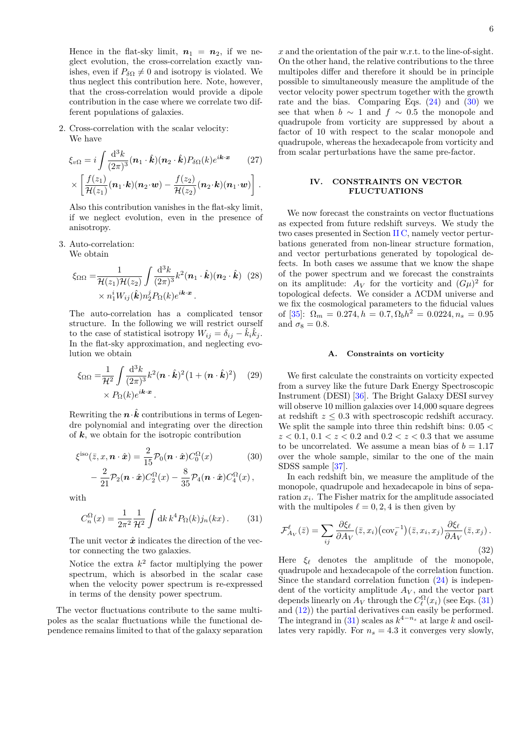Hence in the flat-sky limit, $\boldsymbol{n}_1 = \boldsymbol{n}_2$, if we neglect evolution, the cross-correlation exactly vanishes, even if $P_{\delta\Omega} \neq 0$ and isotropy is violated. We thus neglect this contribution here. Note, however, that the cross-correlation would provide a dipole contribution in the case where we correlate two different populations of galaxies.

2. Cross-correlation with the scalar velocity:
We have

$$\xi_{v\Omega} = i \int \frac{\mathrm{d}^3 k}{(2\pi)^3} (\boldsymbol{n}_1 \cdot \hat{\boldsymbol{k}})(\boldsymbol{n}_2 \cdot \hat{\boldsymbol{k}}) P_{\delta\Omega}(k) e^{i\boldsymbol{k}\cdot\boldsymbol{x}} \tag{27}$$
$$\times \left[ \frac{f(z_1)}{\mathcal{H}(z_1)} (\boldsymbol{n}_1 \cdot \boldsymbol{k})(\boldsymbol{n}_2 \cdot \boldsymbol{w}) - \frac{f(z_2)}{\mathcal{H}(z_2)} (\boldsymbol{n}_2 \cdot \boldsymbol{k})(\boldsymbol{n}_1 \cdot \boldsymbol{w}) \right].$$

Also this contribution vanishes in the flat-sky limit, if we neglect evolution, even in the presence of anisotropy.

3. Auto-correlation:
We obtain

$$\xi_{\Omega\Omega} = \frac{1}{\mathcal{H}(z_1)\mathcal{H}(z_2)} \int \frac{\mathrm{d}^3 k}{(2\pi)^3} k^2 (\boldsymbol{n}_1 \cdot \hat{\boldsymbol{k}})(\boldsymbol{n}_2 \cdot \hat{\boldsymbol{k}}) \tag{28}$$
$$\times \, n_1^i W_{ij}(\hat{\boldsymbol{k}}) n_2^j P_\Omega(k) e^{i\boldsymbol{k}\cdot\boldsymbol{x}}.$$

The auto-correlation has a complicated tensor structure. In the following we will restrict ourself to the case of statistical isotropy $W_{ij} = \delta_{ij} - \hat{k}_i \hat{k}_j$. In the flat-sky approximation, and neglecting evolution we obtain

$$\xi_{\Omega\Omega} = \frac{1}{\mathcal{H}^2} \int \frac{\mathrm{d}^3 k}{(2\pi)^3} k^2 (\boldsymbol{n} \cdot \hat{\boldsymbol{k}})^2 \big(1 + (\boldsymbol{n} \cdot \hat{\boldsymbol{k}})^2\big) \tag{29}$$
$$\times \, P_\Omega(k) e^{i\boldsymbol{k}\cdot\boldsymbol{x}}.$$

Rewriting the $\boldsymbol{n}\cdot\hat{\boldsymbol{k}}$ contributions in terms of Legendre polynomial and integrating over the direction of $\boldsymbol{k}$, we obtain for the isotropic contribution

$$\xi^{\mathrm{iso}}(\bar{z}, x, \boldsymbol{n}\cdot\hat{\boldsymbol{x}}) = \frac{2}{15}\mathcal{P}_0(\boldsymbol{n}\cdot\hat{\boldsymbol{x}}) C_0^\Omega(x) \tag{30}$$
$$- \frac{2}{21}\mathcal{P}_2(\boldsymbol{n}\cdot\hat{\boldsymbol{x}}) C_2^\Omega(x) - \frac{8}{35}\mathcal{P}_4(\boldsymbol{n}\cdot\hat{\boldsymbol{x}}) C_4^\Omega(x),$$

with

$$C_n^\Omega(x) = \frac{1}{2\pi^2}\frac{1}{\mathcal{H}^2} \int \mathrm{d}k \, k^4 P_\Omega(k) j_n(kx). \tag{31}$$

The unit vector $\hat{\boldsymbol{x}}$ indicates the direction of the vector connecting the two galaxies.

Notice the extra $k^2$ factor multiplying the power spectrum, which is absorbed in the scalar case when the velocity power spectrum is re-expressed in terms of the density power spectrum.

The vector fluctuations contribute to the same multipoles as the scalar fluctuations while the functional dependence remains limited to that of the galaxy separation $x$ and the orientation of the pair w.r.t. to the line-of-sight. On the other hand, the relative contributions to the three multipoles differ and therefore it should be in principle possible to simultaneously measure the amplitude of the vector velocity power spectrum together with the growth rate and the bias. Comparing Eqs. (24) and (30) we see that when $b \sim 1$ and $f \sim 0.5$ the monopole and quadrupole from vorticity are suppressed by about a factor of 10 with respect to the scalar monopole and quadrupole, whereas the hexadecapole from vorticity and from scalar perturbations have the same pre-factor.

## IV. CONSTRAINTS ON VECTOR FLUCTUATIONS

We now forecast the constraints on vector fluctuations as expected from future redshift surveys. We study the two cases presented in Section II C, namely vector perturbations generated from non-linear structure formation, and vector perturbations generated by topological defects. In both cases we assume that we know the shape of the power spectrum and we forecast the constraints on its amplitude: $A_V$ for the vorticity and $(G\mu)^2$ for topological defects. We consider a ΛCDM universe and we fix the cosmological parameters to the fiducial values of [35]: $\Omega_m = 0.274, h = 0.7, \Omega_b h^2 = 0.0224, n_s = 0.95$ and $\sigma_8 = 0.8$.

### A. Constraints on vorticity

We first calculate the constraints on vorticity expected from a survey like the future Dark Energy Spectroscopic Instrument (DESI) [36]. The Bright Galaxy DESI survey will observe 10 million galaxies over 14,000 square degrees at redshift $z \leq 0.3$ with spectroscopic redshift accuracy. We split the sample into three thin redshift bins: $0.05 < z < 0.1$, $0.1 < z < 0.2$ and $0.2 < z < 0.3$ that we assume to be uncorrelated. We assume a mean bias of $b = 1.17$ over the whole sample, similar to the one of the main SDSS sample [37].

In each redshift bin, we measure the amplitude of the monopole, quadrupole and hexadecapole in bins of separation $x_i$. The Fisher matrix for the amplitude associated with the multipoles $\ell = 0, 2, 4$ is then given by

$$\mathcal{F}^\ell_{A_V}(\bar{z}) = \sum_{ij} \frac{\partial \xi_\ell}{\partial A_V}(\bar{z}, x_i) \big(\mathrm{cov}_\ell^{-1}\big)(\bar{z}, x_i, x_j) \frac{\partial \xi_\ell}{\partial A_V}(\bar{z}, x_j). \tag{32}$$

Here $\xi_\ell$ denotes the amplitude of the monopole, quadrupole and hexadecapole of the correlation function. Since the standard correlation function (24) is independent of the vorticity amplitude $A_V$, and the vector part depends linearly on $A_V$ through the $C^\Omega_\ell(x_i)$ (see Eqs. (31) and (12)) the partial derivatives can easily be performed. The integrand in (31) scales as $k^{4-n_s}$ at large $k$ and oscillates very rapidly. For $n_s = 4.3$ it converges very slowly,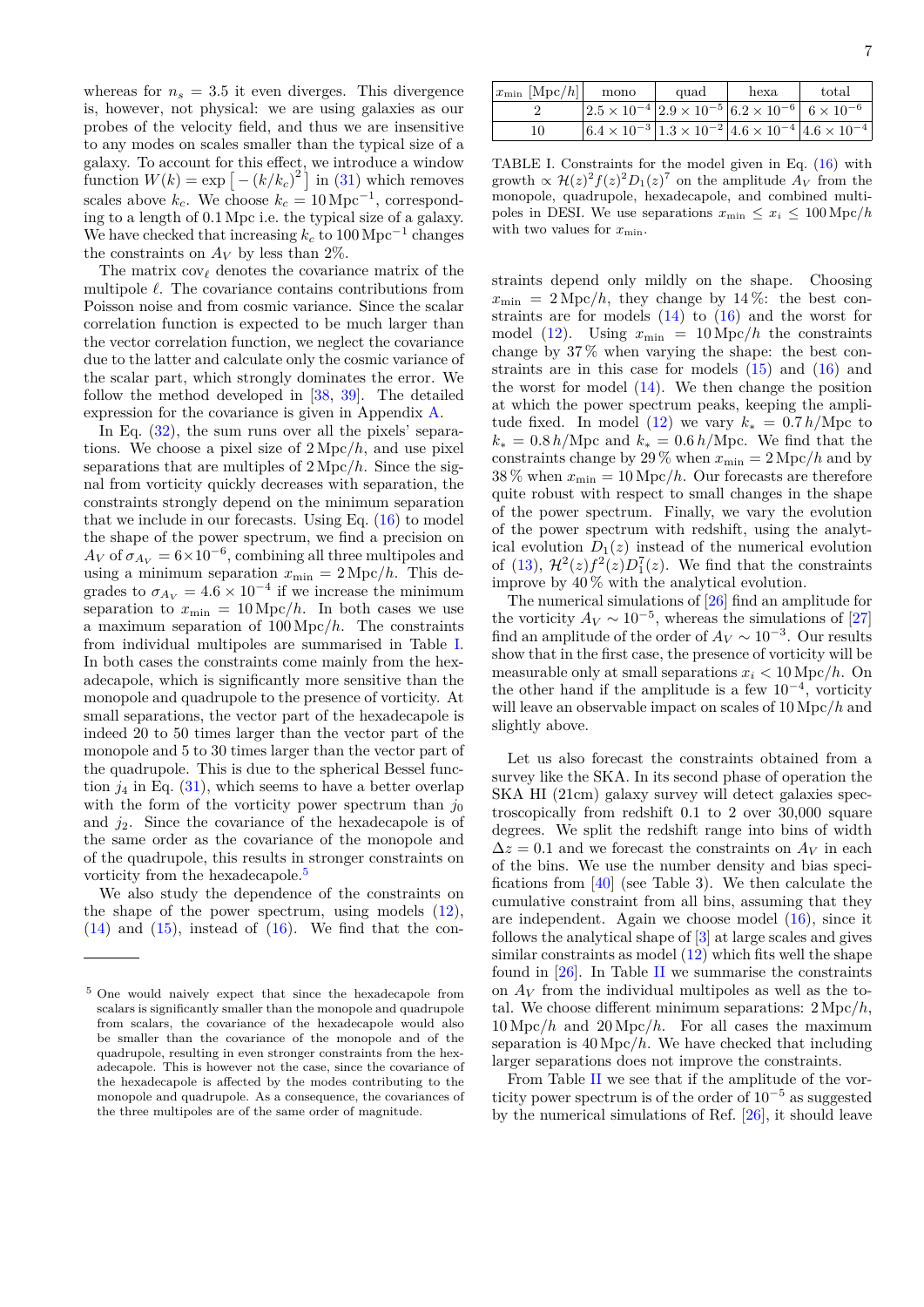whereas for $n_s = 3.5$ it even diverges. This divergence is, however, not physical: we are using galaxies as our probes of the velocity field, and thus we are insensitive to any modes on scales smaller than the typical size of a galaxy. To account for this effect, we introduce a window function $W(k) = \exp\left[-(k/k_c)^2\right]$ in (31) which removes scales above $k_c$. We choose $k_c = 10\,\text{Mpc}^{-1}$, corresponding to a length of 0.1 Mpc i.e. the typical size of a galaxy. We have checked that increasing $k_c$ to $100\,\text{Mpc}^{-1}$ changes the constraints on $A_V$ by less than 2%.

The matrix $\text{cov}_\ell$ denotes the covariance matrix of the multipole $\ell$. The covariance contains contributions from Poisson noise and from cosmic variance. Since the scalar correlation function is expected to be much larger than the vector correlation function, we neglect the covariance due to the latter and calculate only the cosmic variance of the scalar part, which strongly dominates the error. We follow the method developed in [38, 39]. The detailed expression for the covariance is given in Appendix A.

In Eq. (32), the sum runs over all the pixels' separations. We choose a pixel size of $2\,\text{Mpc}/h$, and use pixel separations that are multiples of $2\,\text{Mpc}/h$. Since the signal from vorticity quickly decreases with separation, the constraints strongly depend on the minimum separation that we include in our forecasts. Using Eq. (16) to model the shape of the power spectrum, we find a precision on $A_V$ of $\sigma_{A_V} = 6\times10^{-6}$, combining all three multipoles and using a minimum separation $x_{\min} = 2\,\text{Mpc}/h$. This degrades to $\sigma_{A_V} = 4.6\times10^{-4}$ if we increase the minimum separation to $x_{\min} = 10\,\text{Mpc}/h$. In both cases we use a maximum separation of $100\,\text{Mpc}/h$. The constraints from individual multipoles are summarised in Table I. In both cases the constraints come mainly from the hexadecapole, which is significantly more sensitive than the monopole and quadrupole to the presence of vorticity. At small separations, the vector part of the hexadecapole is indeed 20 to 50 times larger than the vector part of the monopole and 5 to 30 times larger than the vector part of the quadrupole. This is due to the spherical Bessel function $j_4$ in Eq. (31), which seems to have a better overlap with the form of the vorticity power spectrum than $j_0$ and $j_2$. Since the covariance of the hexadecapole is of the same order as the covariance of the monopole and of the quadrupole, this results in stronger constraints on vorticity from the hexadecapole.[5]

We also study the dependence of the constraints on the shape of the power spectrum, using models (12), (14) and (15), instead of (16). We find that the constraints depend only mildly on the shape. Choosing $x_{\min} = 2\,\text{Mpc}/h$, they change by 14%: the best constraints are for models (14) to (16) and the worst for model (12). Using $x_{\min} = 10\,\text{Mpc}/h$ the constraints change by 37% when varying the shape: the best constraints are in this case for models (15) and (16) and the worst for model (14). We then change the position at which the power spectrum peaks, keeping the amplitude fixed. In model (12) we vary $k_* = 0.7\,h/\text{Mpc}$ to $k_* = 0.8\,h/\text{Mpc}$ and $k_* = 0.6\,h/\text{Mpc}$. We find that the constraints change by 29% when $x_{\min} = 2\,\text{Mpc}/h$ and by 38% when $x_{\min} = 10\,\text{Mpc}/h$. Our forecasts are therefore quite robust with respect to small changes in the shape of the power spectrum. Finally, we vary the evolution of the power spectrum with redshift, using the analytical evolution $D_1(z)$ instead of the numerical evolution of (13), $\mathcal{H}^2(z)f^2(z)D_1^7(z)$. We find that the constraints improve by 40% with the analytical evolution.

| $x_{\min}$ [Mpc/h] | mono | quad | hexa | total |
|---|---|---|---|---|
| 2 | $2.5\times10^{-4}$ | $2.9\times10^{-5}$ | $6.2\times10^{-6}$ | $6\times10^{-6}$ |
| 10 | $6.4\times10^{-3}$ | $1.3\times10^{-2}$ | $4.6\times10^{-4}$ | $4.6\times10^{-4}$ |

TABLE I. Constraints for the model given in Eq. (16) with growth $\propto \mathcal{H}(z)^2 f(z)^2 D_1(z)^7$ on the amplitude $A_V$ from the monopole, quadrupole, hexadecapole, and combined multipoles in DESI. We use separations $x_{\min} \leq x_i \leq 100\,\text{Mpc}/h$ with two values for $x_{\min}$.

The numerical simulations of [26] find an amplitude for the vorticity $A_V \sim 10^{-5}$, whereas the simulations of [27] find an amplitude of the order of $A_V \sim 10^{-3}$. Our results show that in the first case, the presence of vorticity will be measurable only at small separations $x_i < 10\,\text{Mpc}/h$. On the other hand if the amplitude is a few $10^{-4}$, vorticity will leave an observable impact on scales of $10\,\text{Mpc}/h$ and slightly above.

Let us also forecast the constraints obtained from a survey like the SKA. In its second phase of operation the SKA HI (21cm) galaxy survey will detect galaxies spectroscopically from redshift 0.1 to 2 over 30,000 square degrees. We split the redshift range into bins of width $\Delta z = 0.1$ and we forecast the constraints on $A_V$ in each of the bins. We use the number density and bias specifications from [40] (see Table 3). We then calculate the cumulative constraint from all bins, assuming that they are independent. Again we choose model (16), since it follows the analytical shape of [3] at large scales and gives similar constraints as model (12) which fits well the shape found in [26]. In Table II we summarise the constraints on $A_V$ from the individual multipoles as well as the total. We choose different minimum separations: $2\,\text{Mpc}/h$, $10\,\text{Mpc}/h$ and $20\,\text{Mpc}/h$. For all cases the maximum separation is $40\,\text{Mpc}/h$. We have checked that including larger separations does not improve the constraints.

From Table II we see that if the amplitude of the vorticity power spectrum is of the order of $10^{-5}$ as suggested by the numerical simulations of Ref. [26], it should leave

[5] One would naively expect that since the hexadecapole from scalars is significantly smaller than the monopole and quadrupole from scalars, the covariance of the hexadecapole would also be smaller than the covariance of the monopole and of the quadrupole, resulting in even stronger constraints from the hexadecapole. This is however not the case, since the covariance of the hexadecapole is affected by the modes contributing to the monopole and quadrupole. As a consequence, the covariances of the three multipoles are of the same order of magnitude.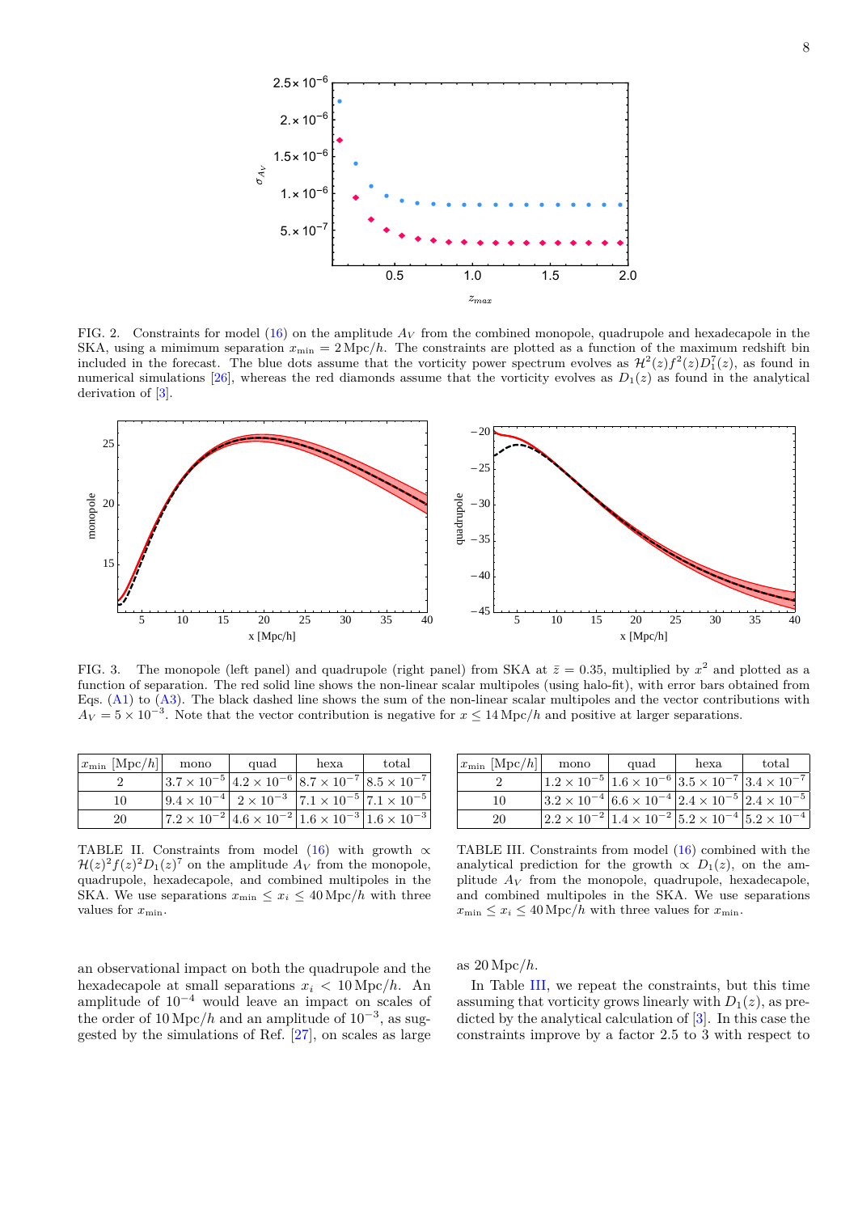FIG. 2. Constraints for model (16) on the amplitude $A_V$ from the combined monopole, quadrupole and hexadecapole in the SKA, using a mimimum separation $x_{\min} = 2\,\text{Mpc}/h$. The constraints are plotted as a function of the maximum redshift bin included in the forecast. The blue dots assume that the vorticity power spectrum evolves as $\mathcal{H}^2(z)f^2(z)D_1^7(z)$, as found in numerical simulations [26], whereas the red diamonds assume that the vorticity evolves as $D_1(z)$ as found in the analytical derivation of [3].

FIG. 3. The monopole (left panel) and quadrupole (right panel) from SKA at $\bar{z} = 0.35$, multiplied by $x^2$ and plotted as a function of separation. The red solid line shows the non-linear scalar multipoles (using halo-fit), with error bars obtained from Eqs. (A1) to (A3). The black dashed line shows the sum of the non-linear scalar multipoles and the vector contributions with $A_V = 5\times 10^{-3}$. Note that the vector contribution is negative for $x \leq 14\,\text{Mpc}/h$ and positive at larger separations.

| $x_{\min}$ [Mpc/$h$] | mono | quad | hexa | total |
|---|---|---|---|---|
| 2 | $3.7\times10^{-5}$ | $4.2\times10^{-6}$ | $8.7\times10^{-7}$ | $8.5\times10^{-7}$ |
| 10 | $9.4\times10^{-4}$ | $2\times10^{-3}$ | $7.1\times10^{-5}$ | $7.1\times10^{-5}$ |
| 20 | $7.2\times10^{-2}$ | $4.6\times10^{-2}$ | $1.6\times10^{-3}$ | $1.6\times10^{-3}$ |

TABLE II. Constraints from model (16) with growth $\propto \mathcal{H}(z)^2 f(z)^2 D_1(z)^7$ on the amplitude $A_V$ from the monopole, quadrupole, hexadecapole, and combined multipoles in the SKA. We use separations $x_{\min} \leq x_i \leq 40\,\text{Mpc}/h$ with three values for $x_{\min}$.

| $x_{\min}$ [Mpc/$h$] | mono | quad | hexa | total |
|---|---|---|---|---|
| 2 | $1.2\times10^{-5}$ | $1.6\times10^{-6}$ | $3.5\times10^{-7}$ | $3.4\times10^{-7}$ |
| 10 | $3.2\times10^{-4}$ | $6.6\times10^{-4}$ | $2.4\times10^{-5}$ | $2.4\times10^{-5}$ |
| 20 | $2.2\times10^{-2}$ | $1.4\times10^{-2}$ | $5.2\times10^{-4}$ | $5.2\times10^{-4}$ |

TABLE III. Constraints from model (16) combined with the analytical prediction for the growth $\propto D_1(z)$, on the amplitude $A_V$ from the monopole, quadrupole, hexadecapole, and combined multipoles in the SKA. We use separations $x_{\min} \leq x_i \leq 40\,\text{Mpc}/h$ with three values for $x_{\min}$.

an observational impact on both the quadrupole and the hexadecapole at small separations $x_i < 10\,\text{Mpc}/h$. An amplitude of $10^{-4}$ would leave an impact on scales of the order of $10\,\text{Mpc}/h$ and an amplitude of $10^{-3}$, as suggested by the simulations of Ref. [27], on scales as large as $20\,\text{Mpc}/h$.

In Table III, we repeat the constraints, but this time assuming that vorticity grows linearly with $D_1(z)$, as predicted by the analytical calculation of [3]. In this case the constraints improve by a factor 2.5 to 3 with respect to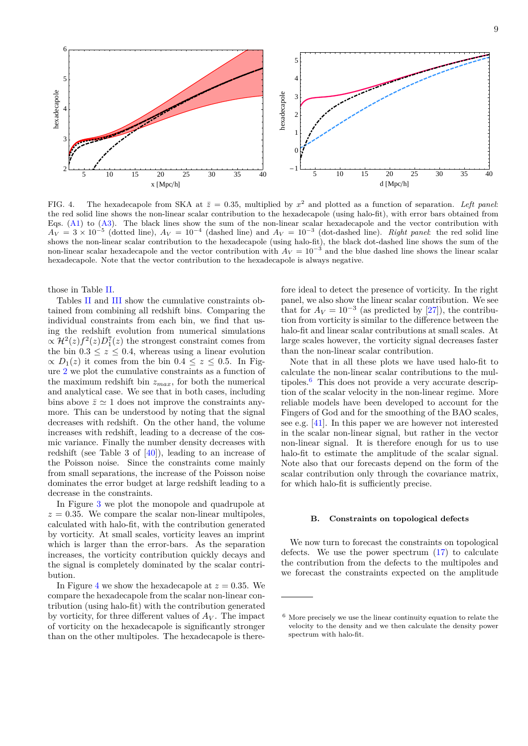FIG. 4. The hexadecapole from SKA at $\bar{z} = 0.35$, multiplied by $x^2$ and plotted as a function of separation. *Left panel*: the red solid line shows the non-linear scalar contribution to the hexadecapole (using halo-fit), with error bars obtained from Eqs. (A1) to (A3). The black lines show the sum of the non-linear scalar hexadecapole and the vector contribution with $A_V = 3 \times 10^{-5}$ (dotted line), $A_V = 10^{-4}$ (dashed line) and $A_V = 10^{-3}$ (dot-dashed line). *Right panel*: the red solid line shows the non-linear scalar contribution to the hexadecapole (using halo-fit), the black dot-dashed line shows the sum of the non-linear scalar hexadecapole and the vector contribution with $A_V = 10^{-3}$ and the blue dashed line shows the linear scalar hexadecapole. Note that the vector contribution to the hexadecapole is always negative.

those in Table II.

Tables II and III show the cumulative constraints obtained from combining all redshift bins. Comparing the individual constraints from each bin, we find that using the redshift evolution from numerical simulations $\propto \mathcal{H}^2(z)f^2(z)D_1^7(z)$ the strongest constraint comes from the bin $0.3 \leq z \leq 0.4$, whereas using a linear evolution $\propto D_1(z)$ it comes from the bin $0.4 \leq z \leq 0.5$. In Figure 2 we plot the cumulative constraints as a function of the maximum redshift bin $z_{max}$, for both the numerical and analytical case. We see that in both cases, including bins above $\bar{z} \simeq 1$ does not improve the constraints anymore. This can be understood by noting that the signal decreases with redshift. On the other hand, the volume increases with redshift, leading to a decrease of the cosmic variance. Finally the number density decreases with redshift (see Table 3 of [40]), leading to an increase of the Poisson noise. Since the constraints come mainly from small separations, the increase of the Poisson noise dominates the error budget at large redshift leading to a decrease in the constraints.

In Figure 3 we plot the monopole and quadrupole at $z = 0.35$. We compare the scalar non-linear multipoles, calculated with halo-fit, with the contribution generated by vorticity. At small scales, vorticity leaves an imprint which is larger than the error-bars. As the separation increases, the vorticity contribution quickly decays and the signal is completely dominated by the scalar contribution.

In Figure 4 we show the hexadecapole at $z = 0.35$. We compare the hexadecapole from the scalar non-linear contribution (using halo-fit) with the contribution generated by vorticity, for three different values of $A_V$. The impact of vorticity on the hexadecapole is significantly stronger than on the other multipoles. The hexadecapole is therefore ideal to detect the presence of vorticity. In the right panel, we also show the linear scalar contribution. We see that for $A_V = 10^{-3}$ (as predicted by [27]), the contribution from vorticity is similar to the difference between the halo-fit and linear scalar contributions at small scales. At large scales however, the vorticity signal decreases faster than the non-linear scalar contribution.

Note that in all these plots we have used halo-fit to calculate the non-linear scalar contributions to the multipoles.[6] This does not provide a very accurate description of the scalar velocity in the non-linear regime. More reliable models have been developed to account for the Fingers of God and for the smoothing of the BAO scales, see e.g. [41]. In this paper we are however not interested in the scalar non-linear signal, but rather in the vector non-linear signal. It is therefore enough for us to use halo-fit to estimate the amplitude of the scalar signal. Note also that our forecasts depend on the form of the scalar contribution only through the covariance matrix, for which halo-fit is sufficiently precise.

### B. Constraints on topological defects

We now turn to forecast the constraints on topological defects. We use the power spectrum (17) to calculate the contribution from the defects to the multipoles and we forecast the constraints expected on the amplitude

[6] More precisely we use the linear continuity equation to relate the velocity to the density and we then calculate the density power spectrum with halo-fit.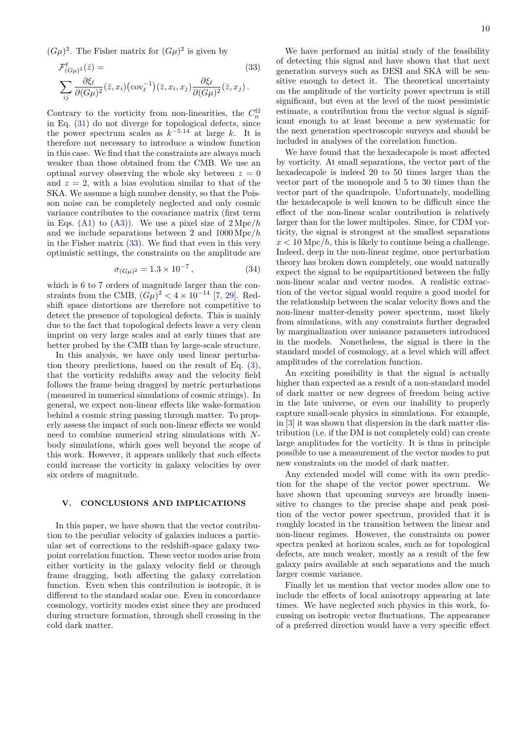$(G\mu)^2$. The Fisher matrix for $(G\mu)^2$ is given by

$$\mathcal{F}^{\ell}_{(G\mu)^2}(\bar{z}) = \sum_{ij} \frac{\partial \xi_\ell}{\partial (G\mu)^2}(\bar{z}, x_i) \big(\text{cov}_\ell^{-1}\big)(\bar{z}, x_i, x_j) \frac{\partial \xi_\ell}{\partial (G\mu)^2}(\bar{z}, x_j) \,. \tag{33}$$

Contrary to the vorticity from non-linearities, the $C_n^{\Omega}$ in Eq. (31) do not diverge for topological defects, since the power spectrum scales as $k^{-5.14}$ at large $k$. It is therefore not necessary to introduce a window function in this case. We find that the constraints are always much weaker than those obtained from the CMB. We use an optimal survey observing the whole sky between $z = 0$ and $z = 2$, with a bias evolution similar to that of the SKA. We assume a high number density, so that the Poisson noise can be completely neglected and only cosmic variance contributes to the covariance matrix (first term in Eqs. (A1) to (A3)). We use a pixel size of $2\,\text{Mpc}/h$ and we include separations between 2 and $1000\,\text{Mpc}/h$ in the Fisher matrix (33). We find that even in this very optimistic settings, the constraints on the amplitude are

$$\sigma_{(G\mu)^2} = 1.3 \times 10^{-7} \,, \tag{34}$$

which is 6 to 7 orders of magnitude larger than the constraints from the CMB, $(G\mu)^2 < 4 \times 10^{-14}$ [7, 29]. Redshift space distortions are therefore not competitive to detect the presence of topological defects. This is mainly due to the fact that topological defects leave a very clean imprint on very large scales and at early times that are better probed by the CMB than by large-scale structure.

In this analysis, we have only used linear perturbation theory predictions, based on the result of Eq. (3), that the vorticity redshifts away and the velocity field follows the frame being dragged by metric perturbations (measured in numerical simulations of cosmic strings). In general, we expect non-linear effects like wake-formation behind a cosmic string passing through matter. To properly assess the impact of such non-linear effects we would need to combine numerical string simulations with $N$-body simulations, which goes well beyond the scope of this work. However, it appears unlikely that such effects could increase the vorticity in galaxy velocities by over six orders of magnitude.

## V. CONCLUSIONS AND IMPLICATIONS

In this paper, we have shown that the vector contribution to the peculiar velocity of galaxies induces a particular set of corrections to the redshift-space galaxy two-point correlation function. These vector modes arise from either vorticity in the galaxy velocity field or through frame dragging, both affecting the galaxy correlation function. Even when this contribution is isotropic, it is different to the standard scalar one. Even in concordance cosmology, vorticity modes exist since they are produced during structure formation, through shell crossing in the cold dark matter.

We have performed an initial study of the feasibility of detecting this signal and have shown that that next generation surveys such as DESI and SKA will be sensitive enough to detect it. The theoretical uncertainty on the amplitude of the vorticity power spectrum is still significant, but even at the level of the most pessimistic estimate, a contribution from the vector signal is significant enough to at least become a new systematic for the next generation spectroscopic surveys and should be included in analyses of the correlation function.

We have found that the hexadecapole is most affected by vorticity. At small separations, the vector part of the hexadecapole is indeed 20 to 50 times larger than the vector part of the monopole and 5 to 30 times than the vector part of the quadrupole. Unfortunately, modelling the hexadecapole is well known to be difficult since the effect of the non-linear scalar contribution is relatively larger than for the lower multipoles. Since, for CDM vorticity, the signal is strongest at the smallest separations $x < 10\,\text{Mpc}/h$, this is likely to continue being a challenge. Indeed, deep in the non-linear regime, once perturbation theory has broken down completely, one would naturally expect the signal to be equipartitioned between the fully non-linear scalar and vector modes. A realistic extraction of the vector signal would require a good model for the relationship between the scalar velocity flows and the non-linear matter-density power spectrum, most likely from simulations, with any constraints further degraded by marginalization over nuisance parameters introduced in the models. Nonetheless, the signal is there in the standard model of cosmology, at a level which will affect amplitudes of the correlation function.

An exciting possibility is that the signal is actually higher than expected as a result of a non-standard model of dark matter or new degrees of freedom being active in the late universe, or even our inability to properly capture small-scale physics in simulations. For example, in [3] it was shown that dispersion in the dark matter distribution (i.e. if the DM is not completely cold) can create large amplitudes for the vorticity. It is thus in principle possible to use a measurement of the vector modes to put new constraints on the model of dark matter.

Any extended model will come with its own prediction for the shape of the vector power spectrum. We have shown that upcoming surveys are broadly insensitive to changes to the precise shape and peak position of the vector power spectrum, provided that it is roughly located in the transition between the linear and non-linear regimes. However, the constraints on power spectra peaked at horizon scales, such as for topological defects, are much weaker, mostly as a result of the few galaxy pairs available at such separations and the much larger cosmic variance.

Finally let us mention that vector modes allow one to include the effects of local anisotropy appearing at late times. We have neglected such physics in this work, focussing on isotropic vector fluctuations. The appearance of a preferred direction would have a very specific effect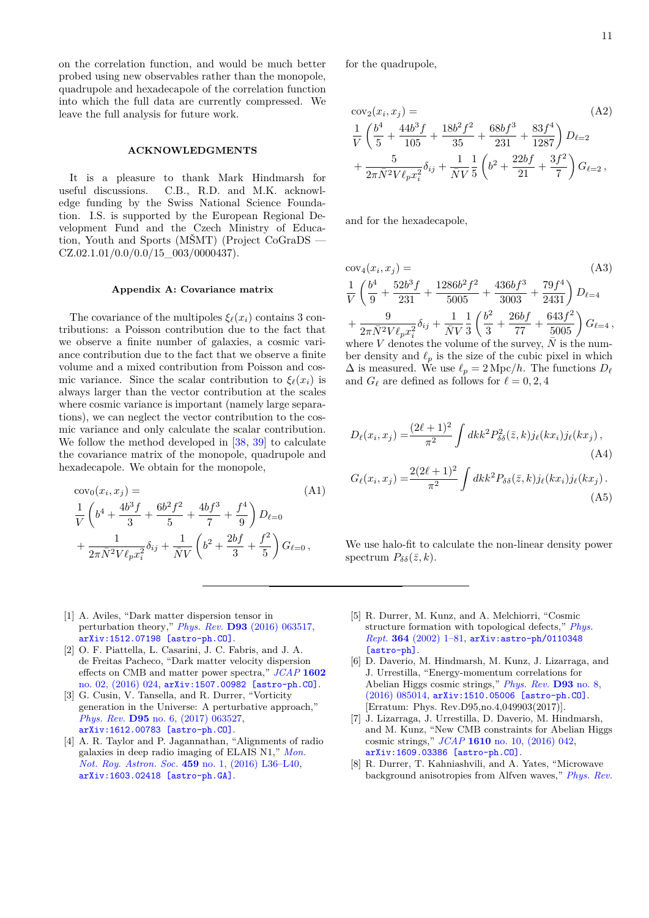on the correlation function, and would be much better probed using new observables rather than the monopole, quadrupole and hexadecapole of the correlation function into which the full data are currently compressed. We leave the full analysis for future work.

## ACKNOWLEDGMENTS

It is a pleasure to thank Mark Hindmarsh for useful discussions. C.B., R.D. and M.K. acknowledge funding by the Swiss National Science Foundation. I.S. is supported by the European Regional Development Fund and the Czech Ministry of Education, Youth and Sports (MŠMT) (Project CoGraDS — CZ.02.1.01/0.0/0.0/15_003/0000437).

## Appendix A: Covariance matrix

The covariance of the multipoles $\xi_\ell(x_i)$ contains 3 contributions: a Poisson contribution due to the fact that we observe a finite number of galaxies, a cosmic variance contribution due to the fact that we observe a finite volume and a mixed contribution from Poisson and cosmic variance. Since the scalar contribution to $\xi_\ell(x_i)$ is always larger than the vector contribution at the scales where cosmic variance is important (namely large separations), we can neglect the vector contribution to the cosmic variance and only calculate the scalar contribution. We follow the method developed in [38, 39] to calculate the covariance matrix of the monopole, quadrupole and hexadecapole. We obtain for the monopole,

$$
\begin{aligned}
&\mathrm{cov}_0(x_i, x_j) = \\
&\frac{1}{V}\left(b^4 + \frac{4b^3 f}{3} + \frac{6b^2 f^2}{5} + \frac{4bf^3}{7} + \frac{f^4}{9}\right) D_{\ell=0} \\
&+ \frac{1}{2\pi \bar{N}^2 V \ell_p x_i^2}\delta_{ij} + \frac{1}{\bar{N}V}\left(b^2 + \frac{2bf}{3} + \frac{f^2}{5}\right) G_{\ell=0}\,,
\end{aligned} \tag{A1}
$$

for the quadrupole,

$$
\begin{aligned}
&\mathrm{cov}_2(x_i, x_j) = \\
&\frac{1}{V}\left(\frac{b^4}{5} + \frac{44b^3 f}{105} + \frac{18b^2 f^2}{35} + \frac{68bf^3}{231} + \frac{83f^4}{1287}\right) D_{\ell=2} \\
&+ \frac{5}{2\pi \bar{N}^2 V \ell_p x_i^2}\delta_{ij} + \frac{1}{\bar{N}V}\frac{1}{5}\left(b^2 + \frac{22bf}{21} + \frac{3f^2}{7}\right) G_{\ell=2}\,,
\end{aligned} \tag{A2}
$$

and for the hexadecapole,

$$
\begin{aligned}
&\mathrm{cov}_4(x_i, x_j) = \\
&\frac{1}{V}\left(\frac{b^4}{9} + \frac{52b^3 f}{231} + \frac{1286b^2 f^2}{5005} + \frac{436bf^3}{3003} + \frac{79f^4}{2431}\right) D_{\ell=4} \\
&+ \frac{9}{2\pi \bar{N}^2 V \ell_p x_i^2}\delta_{ij} + \frac{1}{\bar{N}V}\frac{1}{3}\left(\frac{b^2}{3} + \frac{26bf}{77} + \frac{643f^2}{5005}\right) G_{\ell=4}\,,
\end{aligned} \tag{A3}
$$

where $V$ denotes the volume of the survey, $\bar{N}$ is the number density and $\ell_p$ is the size of the cubic pixel in which $\Delta$ is measured. We use $\ell_p = 2\,\mathrm{Mpc}/h$. The functions $D_\ell$ and $G_\ell$ are defined as follows for $\ell = 0, 2, 4$

$$
D_\ell(x_i, x_j) = \frac{(2\ell+1)^2}{\pi^2}\int dk k^2 P^2_{\delta\delta}(\bar{z}, k) j_\ell(kx_i) j_\ell(kx_j)\,, \tag{A4}
$$

$$
G_\ell(x_i, x_j) = \frac{2(2\ell+1)^2}{\pi^2}\int dk k^2 P_{\delta\delta}(\bar{z}, k) j_\ell(kx_i) j_\ell(kx_j)\,. \tag{A5}
$$

We use halo-fit to calculate the non-linear density power spectrum $P_{\delta\delta}(\bar{z}, k)$.

---

[1] A. Aviles, "Dark matter dispersion tensor in perturbation theory," *Phys. Rev.* **D93** (2016) 063517, arXiv:1512.07198 [astro-ph.CO].

[2] O. F. Piattella, L. Casarini, J. C. Fabris, and J. A. de Freitas Pacheco, "Dark matter velocity dispersion effects on CMB and matter power spectra," *JCAP* **1602** no. 02, (2016) 024, arXiv:1507.00982 [astro-ph.CO].

[3] G. Cusin, V. Tansella, and R. Durrer, "Vorticity generation in the Universe: A perturbative approach," *Phys. Rev.* **D95** no. 6, (2017) 063527, arXiv:1612.00783 [astro-ph.CO].

[4] A. R. Taylor and P. Jagannathan, "Alignments of radio galaxies in deep radio imaging of ELAIS N1," *Mon. Not. Roy. Astron. Soc.* **459** no. 1, (2016) L36–L40, arXiv:1603.02418 [astro-ph.GA].

[5] R. Durrer, M. Kunz, and A. Melchiorri, "Cosmic structure formation with topological defects," *Phys. Rept.* **364** (2002) 1–81, arXiv:astro-ph/0110348 [astro-ph].

[6] D. Daverio, M. Hindmarsh, M. Kunz, J. Lizarraga, and J. Urrestilla, "Energy-momentum correlations for Abelian Higgs cosmic strings," *Phys. Rev.* **D93** no. 8, (2016) 085014, arXiv:1510.05006 [astro-ph.CO]. [Erratum: Phys. Rev.D95,no.4,049903(2017)].

[7] J. Lizarraga, J. Urrestilla, D. Daverio, M. Hindmarsh, and M. Kunz, "New CMB constraints for Abelian Higgs cosmic strings," *JCAP* **1610** no. 10, (2016) 042, arXiv:1609.03386 [astro-ph.CO].

[8] R. Durrer, T. Kahniashvili, and A. Yates, "Microwave background anisotropies from Alfven waves," *Phys. Rev.*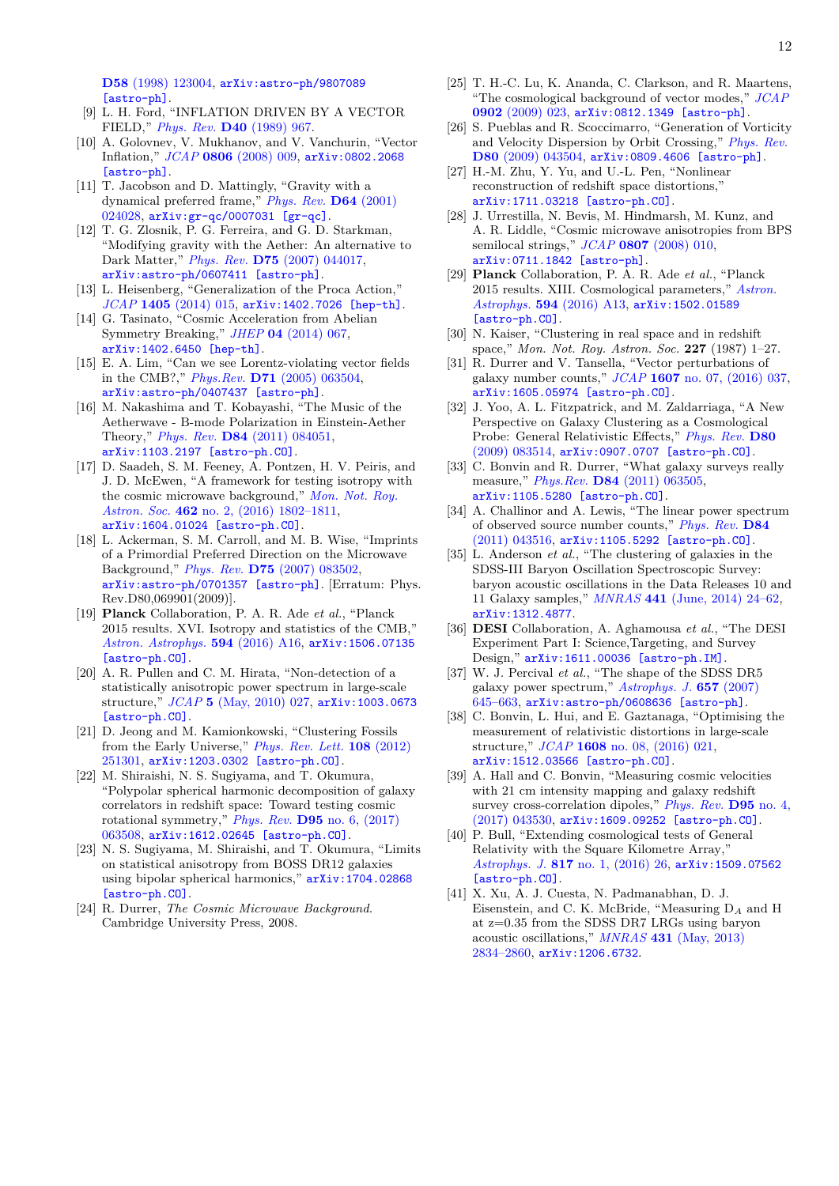D58 (1998) 123004, arXiv:astro-ph/9807089 [astro-ph].

[9] L. H. Ford, "INFLATION DRIVEN BY A VECTOR FIELD," *Phys. Rev.* **D40** (1989) 967.

[10] A. Golovnev, V. Mukhanov, and V. Vanchurin, "Vector Inflation," *JCAP* **0806** (2008) 009, arXiv:0802.2068 [astro-ph].

[11] T. Jacobson and D. Mattingly, "Gravity with a dynamical preferred frame," *Phys. Rev.* **D64** (2001) 024028, arXiv:gr-qc/0007031 [gr-qc].

[12] T. G. Zlosnik, P. G. Ferreira, and G. D. Starkman, "Modifying gravity with the Aether: An alternative to Dark Matter," *Phys. Rev.* **D75** (2007) 044017, arXiv:astro-ph/0607411 [astro-ph].

[13] L. Heisenberg, "Generalization of the Proca Action," *JCAP* **1405** (2014) 015, arXiv:1402.7026 [hep-th].

[14] G. Tasinato, "Cosmic Acceleration from Abelian Symmetry Breaking," *JHEP* **04** (2014) 067, arXiv:1402.6450 [hep-th].

[15] E. A. Lim, "Can we see Lorentz-violating vector fields in the CMB?," *Phys.Rev.* **D71** (2005) 063504, arXiv:astro-ph/0407437 [astro-ph].

[16] M. Nakashima and T. Kobayashi, "The Music of the Aetherwave - B-mode Polarization in Einstein-Aether Theory," *Phys. Rev.* **D84** (2011) 084051, arXiv:1103.2197 [astro-ph.CO].

[17] D. Saadeh, S. M. Feeney, A. Pontzen, H. V. Peiris, and J. D. McEwen, "A framework for testing isotropy with the cosmic microwave background," *Mon. Not. Roy. Astron. Soc.* **462** no. 2, (2016) 1802–1811, arXiv:1604.01024 [astro-ph.CO].

[18] L. Ackerman, S. M. Carroll, and M. B. Wise, "Imprints of a Primordial Preferred Direction on the Microwave Background," *Phys. Rev.* **D75** (2007) 083502, arXiv:astro-ph/0701357 [astro-ph]. [Erratum: Phys. Rev.D80,069901(2009)].

[19] **Planck** Collaboration, P. A. R. Ade *et al.*, "Planck 2015 results. XVI. Isotropy and statistics of the CMB," *Astron. Astrophys.* **594** (2016) A16, arXiv:1506.07135 [astro-ph.CO].

[20] A. R. Pullen and C. M. Hirata, "Non-detection of a statistically anisotropic power spectrum in large-scale structure," *JCAP* **5** (May, 2010) 027, arXiv:1003.0673 [astro-ph.CO].

[21] D. Jeong and M. Kamionkowski, "Clustering Fossils from the Early Universe," *Phys. Rev. Lett.* **108** (2012) 251301, arXiv:1203.0302 [astro-ph.CO].

[22] M. Shiraishi, N. S. Sugiyama, and T. Okumura, "Polypolar spherical harmonic decomposition of galaxy correlators in redshift space: Toward testing cosmic rotational symmetry," *Phys. Rev.* **D95** no. 6, (2017) 063508, arXiv:1612.02645 [astro-ph.CO].

[23] N. S. Sugiyama, M. Shiraishi, and T. Okumura, "Limits on statistical anisotropy from BOSS DR12 galaxies using bipolar spherical harmonics," arXiv:1704.02868 [astro-ph.CO].

[24] R. Durrer, *The Cosmic Microwave Background*. Cambridge University Press, 2008.

[25] T. H.-C. Lu, K. Ananda, C. Clarkson, and R. Maartens, "The cosmological background of vector modes," *JCAP* **0902** (2009) 023, arXiv:0812.1349 [astro-ph].

[26] S. Pueblas and R. Scoccimarro, "Generation of Vorticity and Velocity Dispersion by Orbit Crossing," *Phys. Rev.* **D80** (2009) 043504, arXiv:0809.4606 [astro-ph].

[27] H.-M. Zhu, Y. Yu, and U.-L. Pen, "Nonlinear reconstruction of redshift space distortions," arXiv:1711.03218 [astro-ph.CO].

[28] J. Urrestilla, N. Bevis, M. Hindmarsh, M. Kunz, and A. R. Liddle, "Cosmic microwave anisotropies from BPS semilocal strings," *JCAP* **0807** (2008) 010, arXiv:0711.1842 [astro-ph].

[29] **Planck** Collaboration, P. A. R. Ade *et al.*, "Planck 2015 results. XIII. Cosmological parameters," *Astron. Astrophys.* **594** (2016) A13, arXiv:1502.01589 [astro-ph.CO].

[30] N. Kaiser, "Clustering in real space and in redshift space," *Mon. Not. Roy. Astron. Soc.* **227** (1987) 1–27.

[31] R. Durrer and V. Tansella, "Vector perturbations of galaxy number counts," *JCAP* **1607** no. 07, (2016) 037, arXiv:1605.05974 [astro-ph.CO].

[32] J. Yoo, A. L. Fitzpatrick, and M. Zaldarriaga, "A New Perspective on Galaxy Clustering as a Cosmological Probe: General Relativistic Effects," *Phys. Rev.* **D80** (2009) 083514, arXiv:0907.0707 [astro-ph.CO].

[33] C. Bonvin and R. Durrer, "What galaxy surveys really measure," *Phys.Rev.* **D84** (2011) 063505, arXiv:1105.5280 [astro-ph.CO].

[34] A. Challinor and A. Lewis, "The linear power spectrum of observed source number counts," *Phys. Rev.* **D84** (2011) 043516, arXiv:1105.5292 [astro-ph.CO].

[35] L. Anderson *et al.*, "The clustering of galaxies in the SDSS-III Baryon Oscillation Spectroscopic Survey: baryon acoustic oscillations in the Data Releases 10 and 11 Galaxy samples," *MNRAS* **441** (June, 2014) 24–62, arXiv:1312.4877.

[36] **DESI** Collaboration, A. Aghamousa *et al.*, "The DESI Experiment Part I: Science,Targeting, and Survey Design," arXiv:1611.00036 [astro-ph.IM].

[37] W. J. Percival *et al.*, "The shape of the SDSS DR5 galaxy power spectrum," *Astrophys. J.* **657** (2007) 645–663, arXiv:astro-ph/0608636 [astro-ph].

[38] C. Bonvin, L. Hui, and E. Gaztanaga, "Optimising the measurement of relativistic distortions in large-scale structure," *JCAP* **1608** no. 08, (2016) 021, arXiv:1512.03566 [astro-ph.CO].

[39] A. Hall and C. Bonvin, "Measuring cosmic velocities with 21 cm intensity mapping and galaxy redshift survey cross-correlation dipoles," *Phys. Rev.* **D95** no. 4, (2017) 043530, arXiv:1609.09252 [astro-ph.CO].

[40] P. Bull, "Extending cosmological tests of General Relativity with the Square Kilometre Array," *Astrophys. J.* **817** no. 1, (2016) 26, arXiv:1509.07562 [astro-ph.CO].

[41] X. Xu, A. J. Cuesta, N. Padmanabhan, D. J. Eisenstein, and C. K. McBride, "Measuring $D_A$ and H at z=0.35 from the SDSS DR7 LRGs using baryon acoustic oscillations," *MNRAS* **431** (May, 2013) 2834–2860, arXiv:1206.6732.